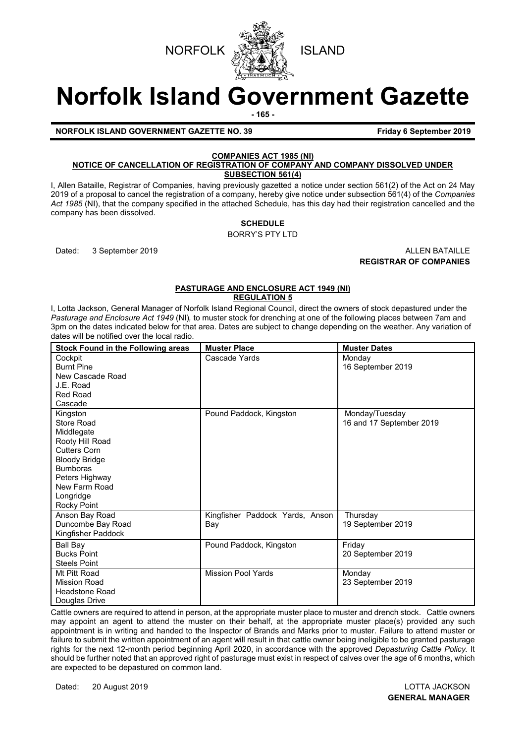NORFOLK ISLAND

# Norfolk Island Government Gazette

**NORFOLK ISLAND GOVERNMENT GAZETTE NO. 39** **Friday 6 September 2019**

**COMPANIES ACT 1985 (NI)**

**NOTICE OF CANCELLATION OF REGISTRATION OF COMPANY AND COMPANY DISSOLVED UNDER SUBSECTION 561(4)**

I, Allen Bataille, Registrar of Companies, having previously gazetted a notice under section 561(2) of the Act on 24 May 2019 of a proposal to cancel the registration of a company, hereby give notice under subsection 561(4) of the *Companies Act 1985* (NI), that the company specified in the attached Schedule, has this day had their registration cancelled and the company has been dissolved.

**SCHEDULE**

BORRY'S PTY LTD

Dated: 3 September 2019

ALLEN BATAILLE
**REGISTRAR OF COMPANIES**

**PASTURAGE AND ENCLOSURE ACT 1949 (NI)**

**REGULATION 5**

I, Lotta Jackson, General Manager of Norfolk Island Regional Council, direct the owners of stock depastured under the *Pasturage and Enclosure Act 1949* (NI), to muster stock for drenching at one of the following places between 7am and 3pm on the dates indicated below for that area. Dates are subject to change depending on the weather. Any variation of dates will be notified over the local radio.

| Stock Found in the Following areas | Muster Place | Muster Dates |
|---|---|---|
| Cockpit<br>Burnt Pine<br>New Cascade Road<br>J.E. Road<br>Red Road<br>Cascade | Cascade Yards | Monday<br>16 September 2019 |
| Kingston<br>Store Road<br>Middlegate<br>Rooty Hill Road<br>Cutters Corn<br>Bloody Bridge<br>Bumboras<br>Peters Highway<br>New Farm Road<br>Longridge<br>Rocky Point | Pound Paddock, Kingston | Monday/Tuesday<br>16 and 17 September 2019 |
| Anson Bay Road<br>Duncombe Bay Road<br>Kingfisher Paddock | Kingfisher Paddock Yards, Anson Bay | Thursday<br>19 September 2019 |
| Ball Bay<br>Bucks Point<br>Steels Point | Pound Paddock, Kingston | Friday<br>20 September 2019 |
| Mt Pitt Road<br>Mission Road<br>Headstone Road<br>Douglas Drive | Mission Pool Yards | Monday<br>23 September 2019 |

Cattle owners are required to attend in person, at the appropriate muster place to muster and drench stock. Cattle owners may appoint an agent to attend the muster on their behalf, at the appropriate muster place(s) provided any such appointment is in writing and handed to the Inspector of Brands and Marks prior to muster. Failure to attend muster or failure to submit the written appointment of an agent will result in that cattle owner being ineligible to be granted pasturage rights for the next 12-month period beginning April 2020, in accordance with the approved *Depasturing Cattle Policy.* It should be further noted that an approved right of pasturage must exist in respect of calves over the age of 6 months, which are expected to be depastured on common land.

Dated: 20 August 2019

LOTTA JACKSON
**GENERAL MANAGER**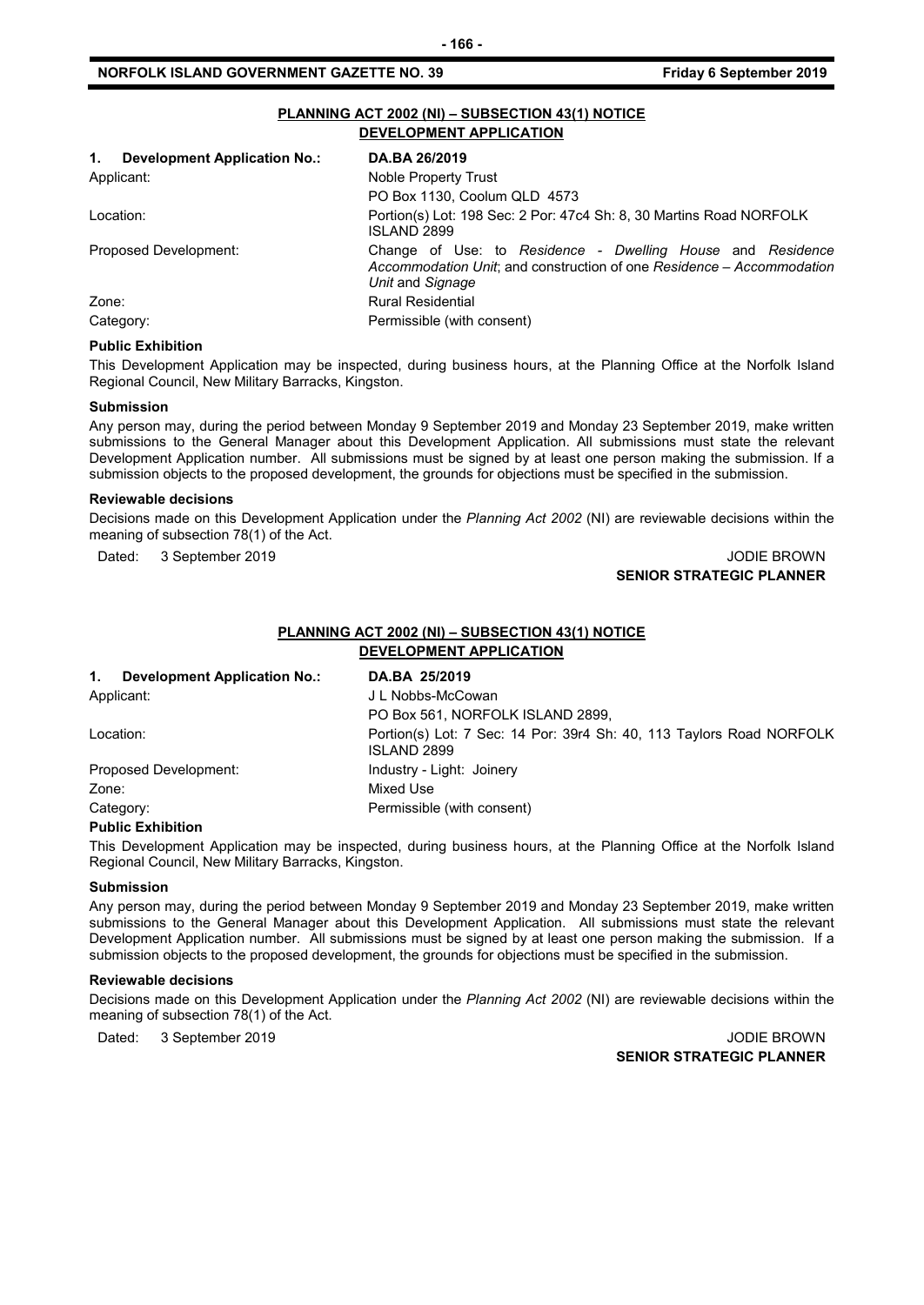## PLANNING ACT 2002 (NI) – SUBSECTION 43(1) NOTICE
## DEVELOPMENT APPLICATION

| | |
|---|---|
| **1. Development Application No.:** | **DA.BA 26/2019** |
| Applicant: | Noble Property Trust<br>PO Box 1130, Coolum QLD 4573 |
| Location: | Portion(s) Lot: 198 Sec: 2 Por: 47c4 Sh: 8, 30 Martins Road NORFOLK ISLAND 2899 |
| Proposed Development: | Change of Use: to *Residence - Dwelling House* and *Residence Accommodation Unit*; and construction of one *Residence – Accommodation Unit* and *Signage* |
| Zone: | Rural Residential |
| Category: | Permissible (with consent) |

**Public Exhibition**

This Development Application may be inspected, during business hours, at the Planning Office at the Norfolk Island Regional Council, New Military Barracks, Kingston.

**Submission**

Any person may, during the period between Monday 9 September 2019 and Monday 23 September 2019, make written submissions to the General Manager about this Development Application. All submissions must state the relevant Development Application number. All submissions must be signed by at least one person making the submission. If a submission objects to the proposed development, the grounds for objections must be specified in the submission.

**Reviewable decisions**

Decisions made on this Development Application under the *Planning Act 2002* (NI) are reviewable decisions within the meaning of subsection 78(1) of the Act.

Dated: 3 September 2019

JODIE BROWN
**SENIOR STRATEGIC PLANNER**

## PLANNING ACT 2002 (NI) – SUBSECTION 43(1) NOTICE
## DEVELOPMENT APPLICATION

| | |
|---|---|
| **1. Development Application No.:** | **DA.BA 25/2019** |
| Applicant: | J L Nobbs-McCowan<br>PO Box 561, NORFOLK ISLAND 2899, |
| Location: | Portion(s) Lot: 7 Sec: 14 Por: 39r4 Sh: 40, 113 Taylors Road NORFOLK ISLAND 2899 |
| Proposed Development: | Industry - Light: Joinery |
| Zone: | Mixed Use |
| Category: | Permissible (with consent) |

**Public Exhibition**

This Development Application may be inspected, during business hours, at the Planning Office at the Norfolk Island Regional Council, New Military Barracks, Kingston.

**Submission**

Any person may, during the period between Monday 9 September 2019 and Monday 23 September 2019, make written submissions to the General Manager about this Development Application. All submissions must state the relevant Development Application number. All submissions must be signed by at least one person making the submission. If a submission objects to the proposed development, the grounds for objections must be specified in the submission.

**Reviewable decisions**

Decisions made on this Development Application under the *Planning Act 2002* (NI) are reviewable decisions within the meaning of subsection 78(1) of the Act.

Dated: 3 September 2019

JODIE BROWN
**SENIOR STRATEGIC PLANNER**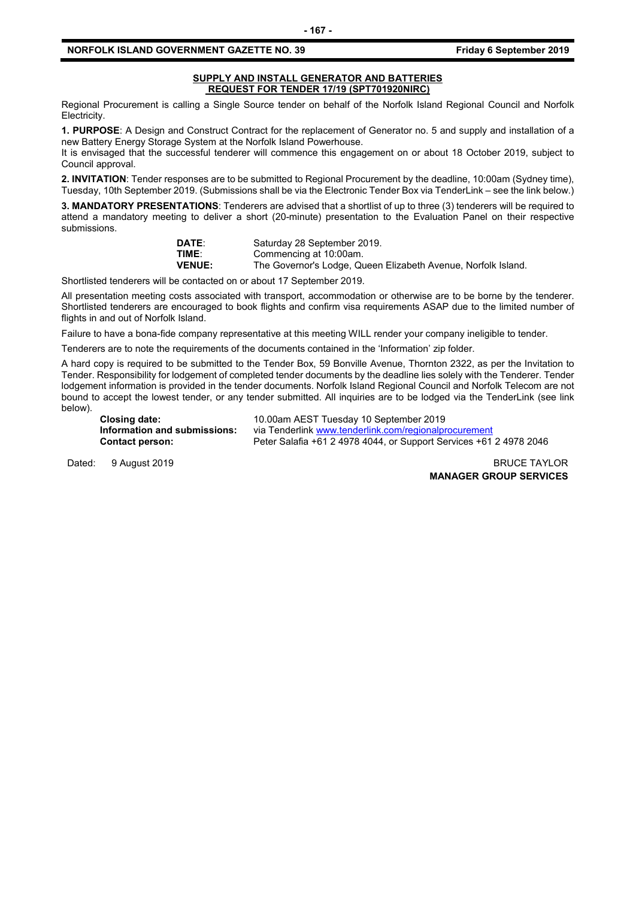## SUPPLY AND INSTALL GENERATOR AND BATTERIES
## REQUEST FOR TENDER 17/19 (SPT701920NIRC)

Regional Procurement is calling a Single Source tender on behalf of the Norfolk Island Regional Council and Norfolk Electricity.

**1. PURPOSE**: A Design and Construct Contract for the replacement of Generator no. 5 and supply and installation of a new Battery Energy Storage System at the Norfolk Island Powerhouse.

It is envisaged that the successful tenderer will commence this engagement on or about 18 October 2019, subject to Council approval.

**2. INVITATION**: Tender responses are to be submitted to Regional Procurement by the deadline, 10:00am (Sydney time), Tuesday, 10th September 2019. (Submissions shall be via the Electronic Tender Box via TenderLink – see the link below.)

**3. MANDATORY PRESENTATIONS**: Tenderers are advised that a shortlist of up to three (3) tenderers will be required to attend a mandatory meeting to deliver a short (20-minute) presentation to the Evaluation Panel on their respective submissions.

| | |
|---|---|
| **DATE**: | Saturday 28 September 2019. |
| **TIME**: | Commencing at 10:00am. |
| **VENUE:** | The Governor's Lodge, Queen Elizabeth Avenue, Norfolk Island. |

Shortlisted tenderers will be contacted on or about 17 September 2019.

All presentation meeting costs associated with transport, accommodation or otherwise are to be borne by the tenderer. Shortlisted tenderers are encouraged to book flights and confirm visa requirements ASAP due to the limited number of flights in and out of Norfolk Island.

Failure to have a bona-fide company representative at this meeting WILL render your company ineligible to tender.

Tenderers are to note the requirements of the documents contained in the 'Information' zip folder.

A hard copy is required to be submitted to the Tender Box, 59 Bonville Avenue, Thornton 2322, as per the Invitation to Tender. Responsibility for lodgement of completed tender documents by the deadline lies solely with the Tenderer. Tender lodgement information is provided in the tender documents. Norfolk Island Regional Council and Norfolk Telecom are not bound to accept the lowest tender, or any tender submitted. All inquiries are to be lodged via the TenderLink (see link below).

| | |
|---|---|
| **Closing date:** | 10.00am AEST Tuesday 10 September 2019 |
| **Information and submissions:** | via Tenderlink www.tenderlink.com/regionalprocurement |
| **Contact person:** | Peter Salafia +61 2 4978 4044, or Support Services +61 2 4978 2046 |

Dated: 9 August 2019

BRUCE TAYLOR
**MANAGER GROUP SERVICES**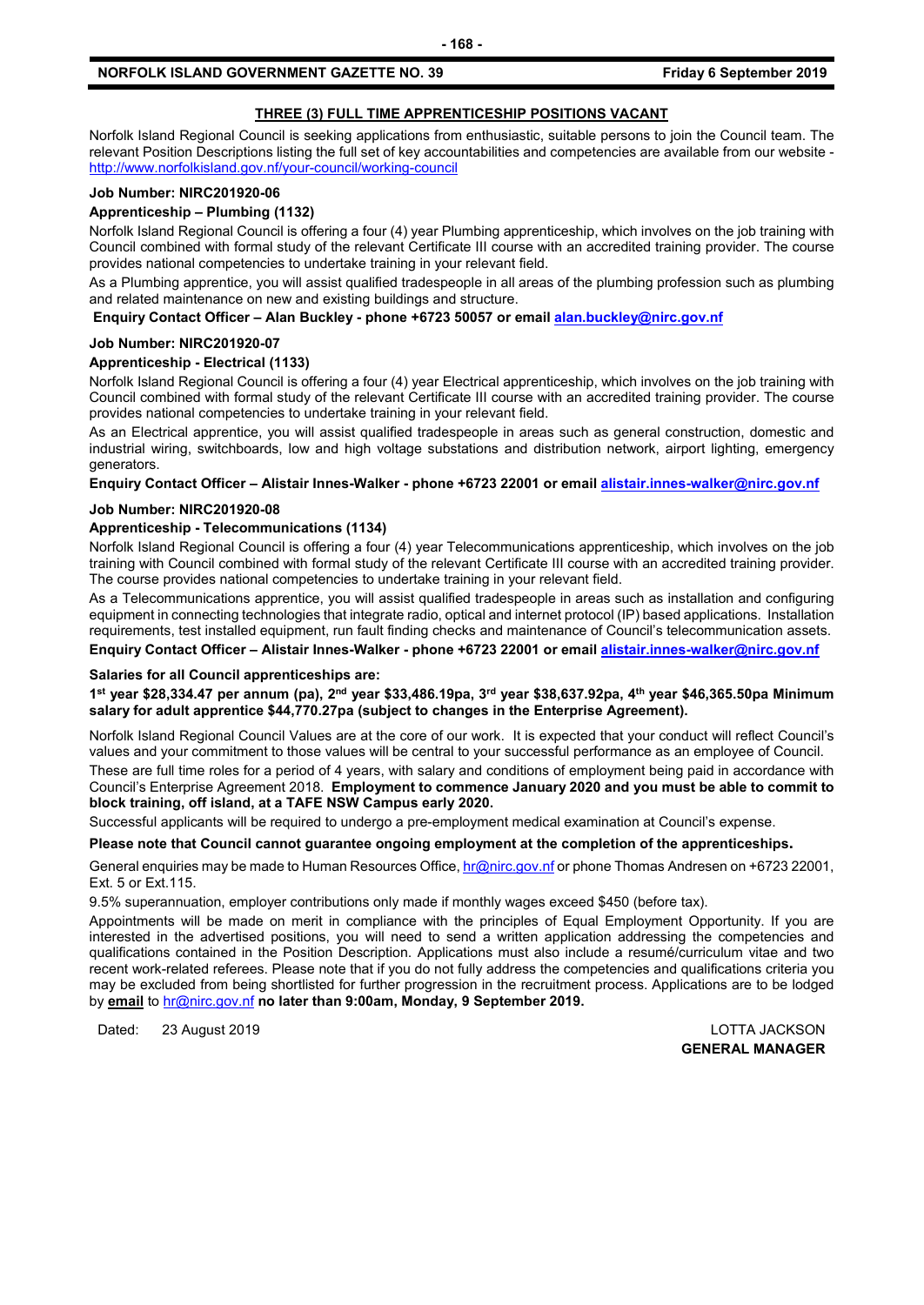## THREE (3) FULL TIME APPRENTICESHIP POSITIONS VACANT

Norfolk Island Regional Council is seeking applications from enthusiastic, suitable persons to join the Council team. The relevant Position Descriptions listing the full set of key accountabilities and competencies are available from our website - http://www.norfolkisland.gov.nf/your-council/working-council

**Job Number: NIRC201920-06**

**Apprenticeship – Plumbing (1132)**

Norfolk Island Regional Council is offering a four (4) year Plumbing apprenticeship, which involves on the job training with Council combined with formal study of the relevant Certificate III course with an accredited training provider. The course provides national competencies to undertake training in your relevant field.

As a Plumbing apprentice, you will assist qualified tradespeople in all areas of the plumbing profession such as plumbing and related maintenance on new and existing buildings and structure.

**Enquiry Contact Officer – Alan Buckley - phone +6723 50057 or email alan.buckley@nirc.gov.nf**

**Job Number: NIRC201920-07**

**Apprenticeship - Electrical (1133)**

Norfolk Island Regional Council is offering a four (4) year Electrical apprenticeship, which involves on the job training with Council combined with formal study of the relevant Certificate III course with an accredited training provider. The course provides national competencies to undertake training in your relevant field.

As an Electrical apprentice, you will assist qualified tradespeople in areas such as general construction, domestic and industrial wiring, switchboards, low and high voltage substations and distribution network, airport lighting, emergency generators.

**Enquiry Contact Officer – Alistair Innes-Walker - phone +6723 22001 or email alistair.innes-walker@nirc.gov.nf**

**Job Number: NIRC201920-08**

**Apprenticeship - Telecommunications (1134)**

Norfolk Island Regional Council is offering a four (4) year Telecommunications apprenticeship, which involves on the job training with Council combined with formal study of the relevant Certificate III course with an accredited training provider. The course provides national competencies to undertake training in your relevant field.

As a Telecommunications apprentice, you will assist qualified tradespeople in areas such as installation and configuring equipment in connecting technologies that integrate radio, optical and internet protocol (IP) based applications. Installation requirements, test installed equipment, run fault finding checks and maintenance of Council's telecommunication assets.

**Enquiry Contact Officer – Alistair Innes-Walker - phone +6723 22001 or email alistair.innes-walker@nirc.gov.nf**

**Salaries for all Council apprenticeships are:**

**1st year $28,334.47 per annum (pa), 2nd year $33,486.19pa, 3rd year $38,637.92pa, 4th year $46,365.50pa Minimum salary for adult apprentice $44,770.27pa (subject to changes in the Enterprise Agreement).**

Norfolk Island Regional Council Values are at the core of our work. It is expected that your conduct will reflect Council's values and your commitment to those values will be central to your successful performance as an employee of Council.

These are full time roles for a period of 4 years, with salary and conditions of employment being paid in accordance with Council's Enterprise Agreement 2018. **Employment to commence January 2020 and you must be able to commit to block training, off island, at a TAFE NSW Campus early 2020.**

Successful applicants will be required to undergo a pre-employment medical examination at Council's expense.

**Please note that Council cannot guarantee ongoing employment at the completion of the apprenticeships.**

General enquiries may be made to Human Resources Office, hr@nirc.gov.nf or phone Thomas Andresen on +6723 22001, Ext. 5 or Ext.115.

9.5% superannuation, employer contributions only made if monthly wages exceed $450 (before tax).

Appointments will be made on merit in compliance with the principles of Equal Employment Opportunity. If you are interested in the advertised positions, you will need to send a written application addressing the competencies and qualifications contained in the Position Description. Applications must also include a resumé/curriculum vitae and two recent work-related referees. Please note that if you do not fully address the competencies and qualifications criteria you may be excluded from being shortlisted for further progression in the recruitment process. Applications are to be lodged by **email** to hr@nirc.gov.nf **no later than 9:00am, Monday, 9 September 2019.**

Dated: 23 August 2019

LOTTA JACKSON
**GENERAL MANAGER**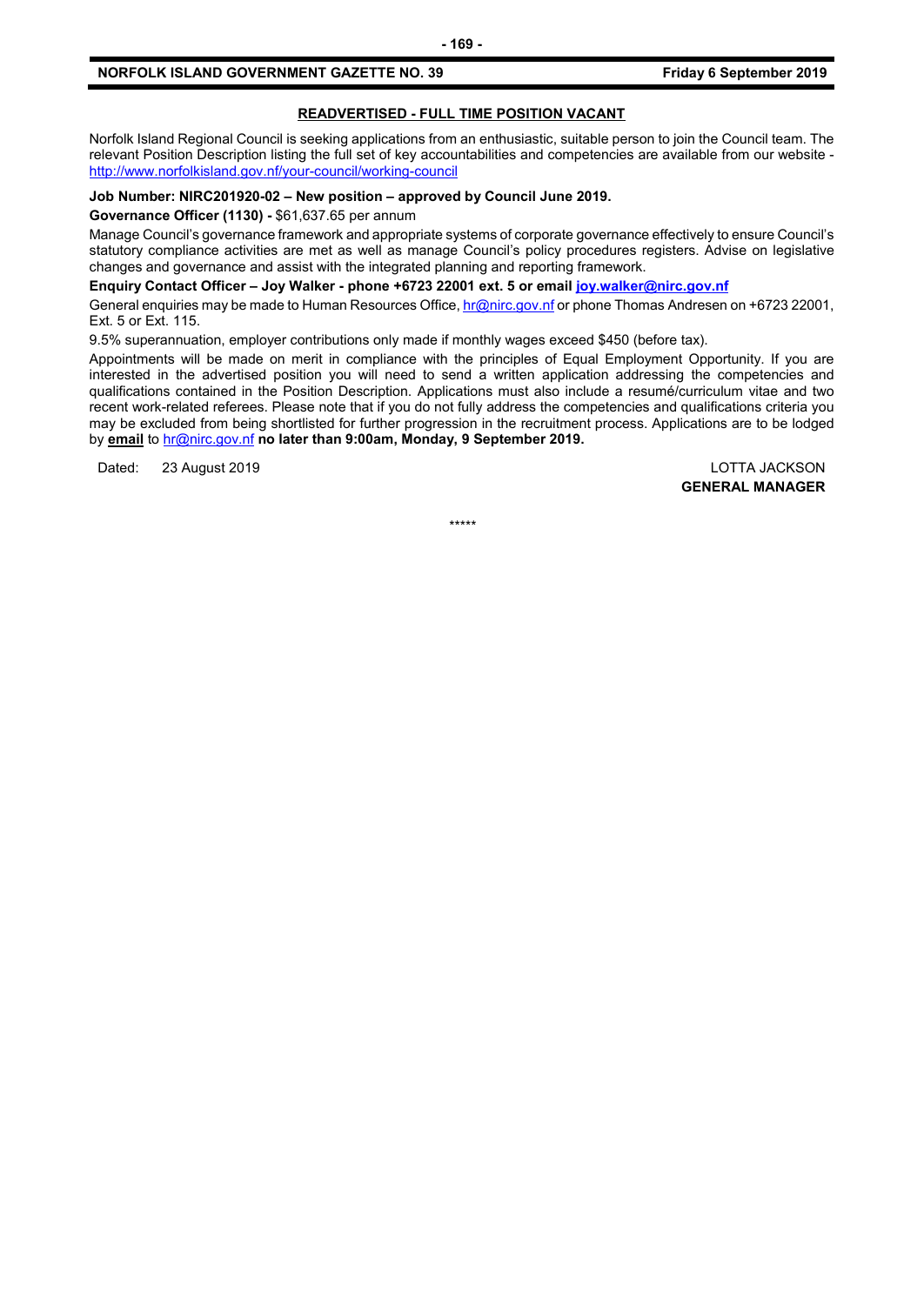## READVERTISED - FULL TIME POSITION VACANT

Norfolk Island Regional Council is seeking applications from an enthusiastic, suitable person to join the Council team. The relevant Position Description listing the full set of key accountabilities and competencies are available from our website - http://www.norfolkisland.gov.nf/your-council/working-council

**Job Number: NIRC201920-02 – New position – approved by Council June 2019.**

**Governance Officer (1130) -** $61,637.65 per annum

Manage Council's governance framework and appropriate systems of corporate governance effectively to ensure Council's statutory compliance activities are met as well as manage Council's policy procedures registers. Advise on legislative changes and governance and assist with the integrated planning and reporting framework.

**Enquiry Contact Officer – Joy Walker - phone +6723 22001 ext. 5 or email joy.walker@nirc.gov.nf**

General enquiries may be made to Human Resources Office, hr@nirc.gov.nf or phone Thomas Andresen on +6723 22001, Ext. 5 or Ext. 115.

9.5% superannuation, employer contributions only made if monthly wages exceed $450 (before tax).

Appointments will be made on merit in compliance with the principles of Equal Employment Opportunity. If you are interested in the advertised position you will need to send a written application addressing the competencies and qualifications contained in the Position Description. Applications must also include a resumé/curriculum vitae and two recent work-related referees. Please note that if you do not fully address the competencies and qualifications criteria you may be excluded from being shortlisted for further progression in the recruitment process. Applications are to be lodged by **email** to hr@nirc.gov.nf **no later than 9:00am, Monday, 9 September 2019.**

Dated: 23 August 2019

LOTTA JACKSON
**GENERAL MANAGER**

*****